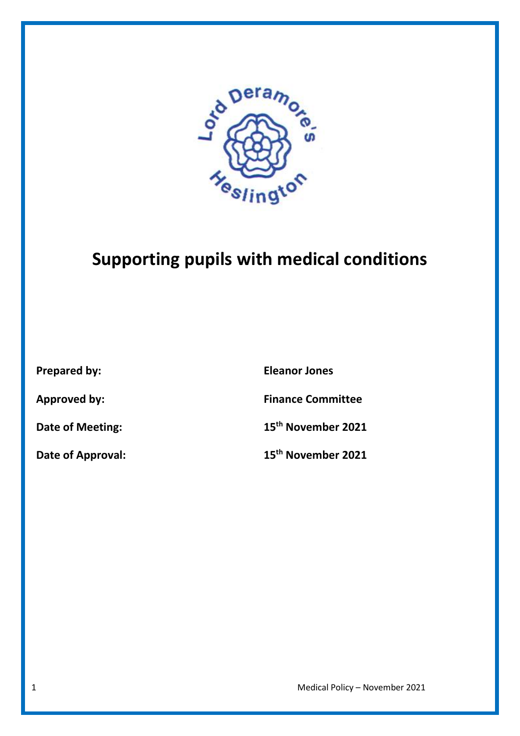# Supporting pupils with medical conditions

| | |
|---|---|
| **Prepared by:** | **Eleanor Jones** |
| **Approved by:** | **Finance Committee** |
| **Date of Meeting:** | **15th November 2021** |
| **Date of Approval:** | **15th November 2021** |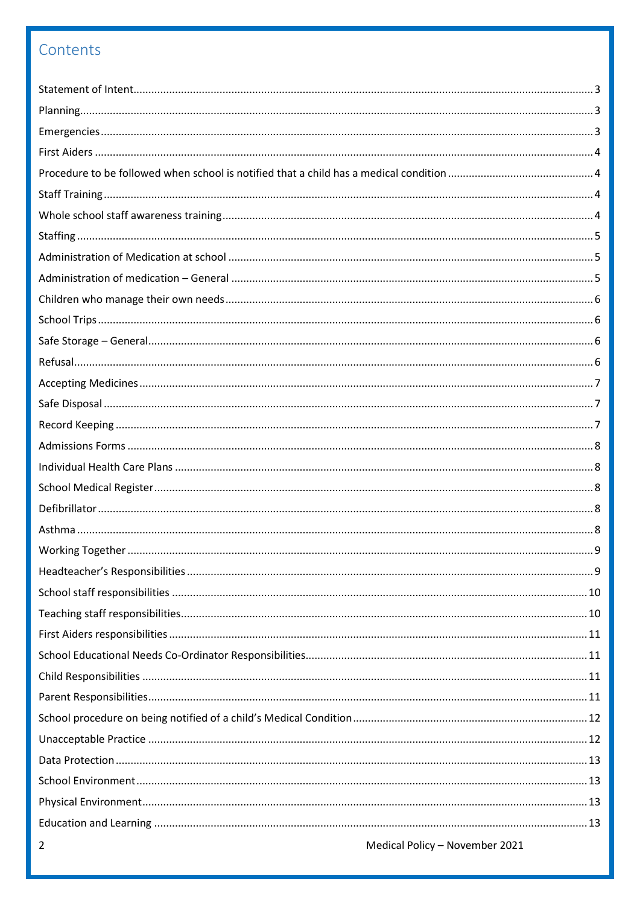# Contents

Statement of Intent........................................................................................................................................3

Planning.........................................................................................................................................................3

Emergencies..................................................................................................................................................3

First Aiders ....................................................................................................................................................4

Procedure to be followed when school is notified that a child has a medical condition ................................................4

Staff Training .................................................................................................................................................4

Whole school staff awareness training...........................................................................................................4

Staffing ..........................................................................................................................................................5

Administration of Medication at school .........................................................................................................5

Administration of medication – General ........................................................................................................5

Children who manage their own needs..........................................................................................................6

School Trips ...................................................................................................................................................6

Safe Storage – General...................................................................................................................................6

Refusal...........................................................................................................................................................6

Accepting Medicines ......................................................................................................................................7

Safe Disposal .................................................................................................................................................7

Record Keeping .............................................................................................................................................7

Admissions Forms .........................................................................................................................................8

Individual Health Care Plans ..........................................................................................................................8

School Medical Register..................................................................................................................................8

Defibrillator ...................................................................................................................................................8

Asthma ..........................................................................................................................................................8

Working Together ..........................................................................................................................................9

Headteacher's Responsibilities ......................................................................................................................9

School staff responsibilities .........................................................................................................................10

Teaching staff responsibilities.......................................................................................................................10

First Aiders responsibilities ..........................................................................................................................11

School Educational Needs Co-Ordinator Responsibilities..............................................................................11

Child Responsibilities ...................................................................................................................................11

Parent Responsibilities..................................................................................................................................11

School procedure on being notified of a child's Medical Condition .............................................................12

Unacceptable Practice .................................................................................................................................12

Data Protection ............................................................................................................................................13

School Environment.....................................................................................................................................13

Physical Environment...................................................................................................................................13

Education and Learning ...............................................................................................................................13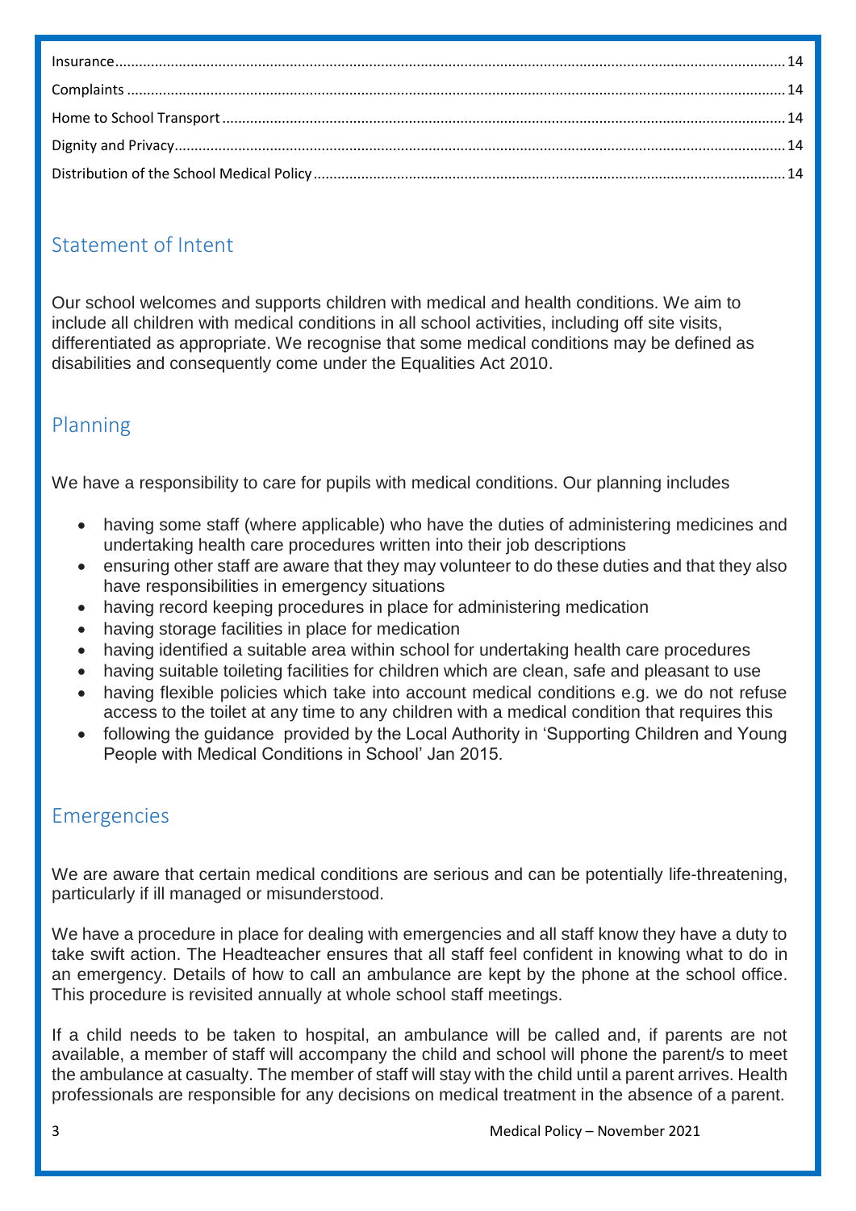Insurance........................................................................................................................ 14

Complaints ....................................................................................................................... 14

Home to School Transport ............................................................................................... 14

Dignity and Privacy.......................................................................................................... 14

Distribution of the School Medical Policy ......................................................................... 14

## Statement of Intent

Our school welcomes and supports children with medical and health conditions. We aim to include all children with medical conditions in all school activities, including off site visits, differentiated as appropriate. We recognise that some medical conditions may be defined as disabilities and consequently come under the Equalities Act 2010.

## Planning

We have a responsibility to care for pupils with medical conditions. Our planning includes

- having some staff (where applicable) who have the duties of administering medicines and undertaking health care procedures written into their job descriptions
- ensuring other staff are aware that they may volunteer to do these duties and that they also have responsibilities in emergency situations
- having record keeping procedures in place for administering medication
- having storage facilities in place for medication
- having identified a suitable area within school for undertaking health care procedures
- having suitable toileting facilities for children which are clean, safe and pleasant to use
- having flexible policies which take into account medical conditions e.g. we do not refuse access to the toilet at any time to any children with a medical condition that requires this
- following the guidance provided by the Local Authority in 'Supporting Children and Young People with Medical Conditions in School' Jan 2015.

## Emergencies

We are aware that certain medical conditions are serious and can be potentially life-threatening, particularly if ill managed or misunderstood.

We have a procedure in place for dealing with emergencies and all staff know they have a duty to take swift action. The Headteacher ensures that all staff feel confident in knowing what to do in an emergency. Details of how to call an ambulance are kept by the phone at the school office. This procedure is revisited annually at whole school staff meetings.

If a child needs to be taken to hospital, an ambulance will be called and, if parents are not available, a member of staff will accompany the child and school will phone the parent/s to meet the ambulance at casualty. The member of staff will stay with the child until a parent arrives. Health professionals are responsible for any decisions on medical treatment in the absence of a parent.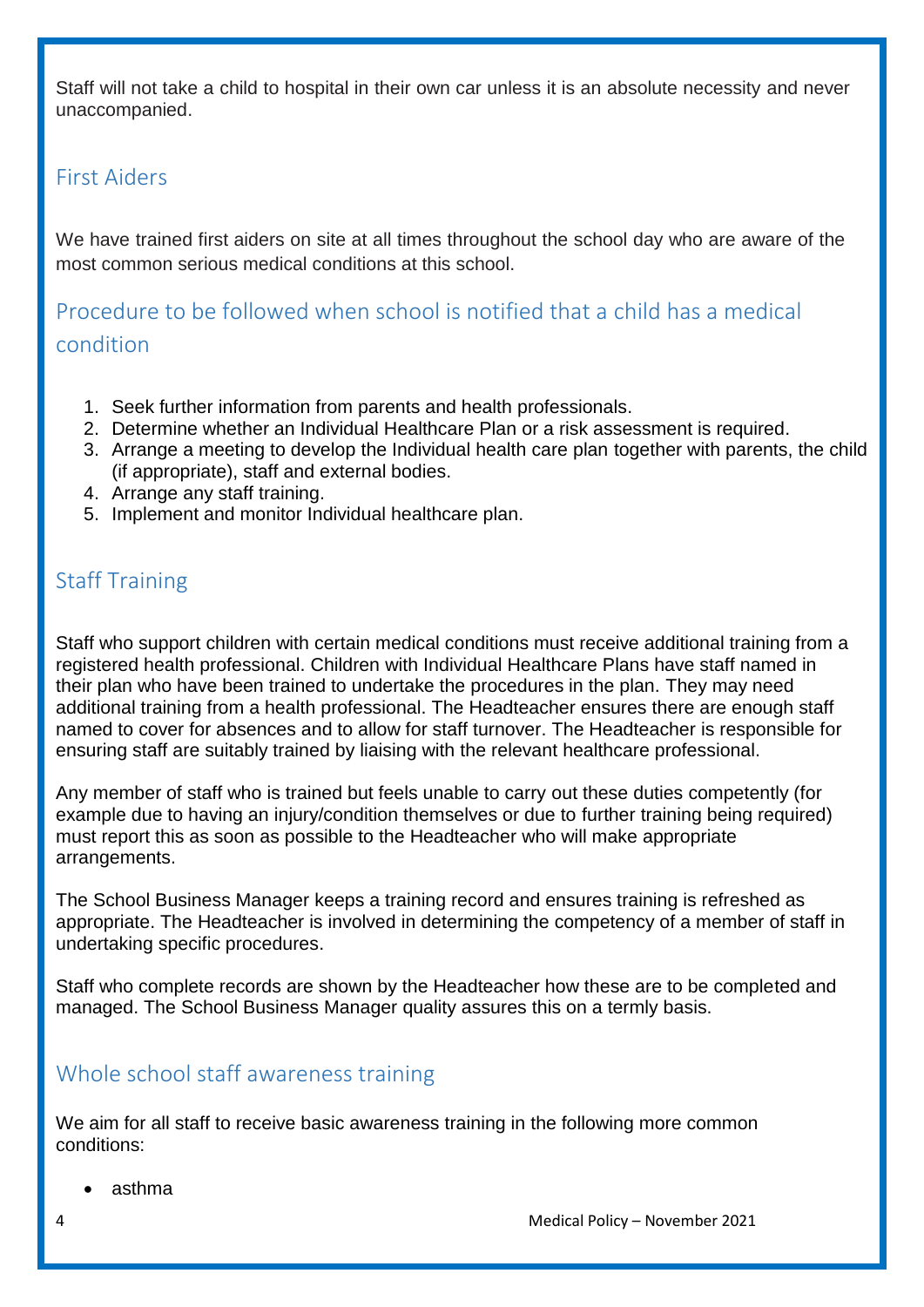Staff will not take a child to hospital in their own car unless it is an absolute necessity and never unaccompanied.

## First Aiders

We have trained first aiders on site at all times throughout the school day who are aware of the most common serious medical conditions at this school.

## Procedure to be followed when school is notified that a child has a medical condition

1. Seek further information from parents and health professionals.
2. Determine whether an Individual Healthcare Plan or a risk assessment is required.
3. Arrange a meeting to develop the Individual health care plan together with parents, the child (if appropriate), staff and external bodies.
4. Arrange any staff training.
5. Implement and monitor Individual healthcare plan.

## Staff Training

Staff who support children with certain medical conditions must receive additional training from a registered health professional. Children with Individual Healthcare Plans have staff named in their plan who have been trained to undertake the procedures in the plan. They may need additional training from a health professional. The Headteacher ensures there are enough staff named to cover for absences and to allow for staff turnover. The Headteacher is responsible for ensuring staff are suitably trained by liaising with the relevant healthcare professional.

Any member of staff who is trained but feels unable to carry out these duties competently (for example due to having an injury/condition themselves or due to further training being required) must report this as soon as possible to the Headteacher who will make appropriate arrangements.

The School Business Manager keeps a training record and ensures training is refreshed as appropriate. The Headteacher is involved in determining the competency of a member of staff in undertaking specific procedures.

Staff who complete records are shown by the Headteacher how these are to be completed and managed. The School Business Manager quality assures this on a termly basis.

## Whole school staff awareness training

We aim for all staff to receive basic awareness training in the following more common conditions:

- asthma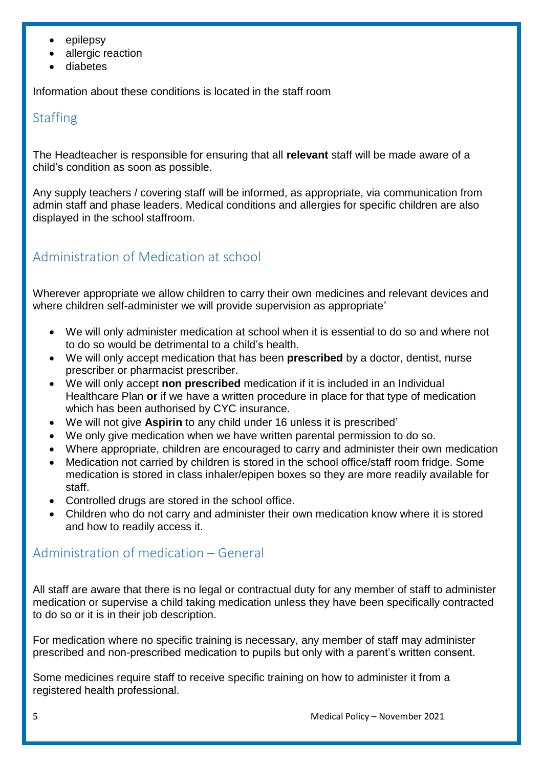- epilepsy
- allergic reaction
- diabetes

Information about these conditions is located in the staff room

## Staffing

The Headteacher is responsible for ensuring that all **relevant** staff will be made aware of a child's condition as soon as possible.

Any supply teachers / covering staff will be informed, as appropriate, via communication from admin staff and phase leaders. Medical conditions and allergies for specific children are also displayed in the school staffroom.

## Administration of Medication at school

Wherever appropriate we allow children to carry their own medicines and relevant devices and where children self-administer we will provide supervision as appropriate'

- We will only administer medication at school when it is essential to do so and where not to do so would be detrimental to a child's health.
- We will only accept medication that has been **prescribed** by a doctor, dentist, nurse prescriber or pharmacist prescriber.
- We will only accept **non prescribed** medication if it is included in an Individual Healthcare Plan **or** if we have a written procedure in place for that type of medication which has been authorised by CYC insurance.
- We will not give **Aspirin** to any child under 16 unless it is prescribed'
- We only give medication when we have written parental permission to do so.
- Where appropriate, children are encouraged to carry and administer their own medication
- Medication not carried by children is stored in the school office/staff room fridge. Some medication is stored in class inhaler/epipen boxes so they are more readily available for staff.
- Controlled drugs are stored in the school office.
- Children who do not carry and administer their own medication know where it is stored and how to readily access it.

## Administration of medication – General

All staff are aware that there is no legal or contractual duty for any member of staff to administer medication or supervise a child taking medication unless they have been specifically contracted to do so or it is in their job description.

For medication where no specific training is necessary, any member of staff may administer prescribed and non-prescribed medication to pupils but only with a parent's written consent.

Some medicines require staff to receive specific training on how to administer it from a registered health professional.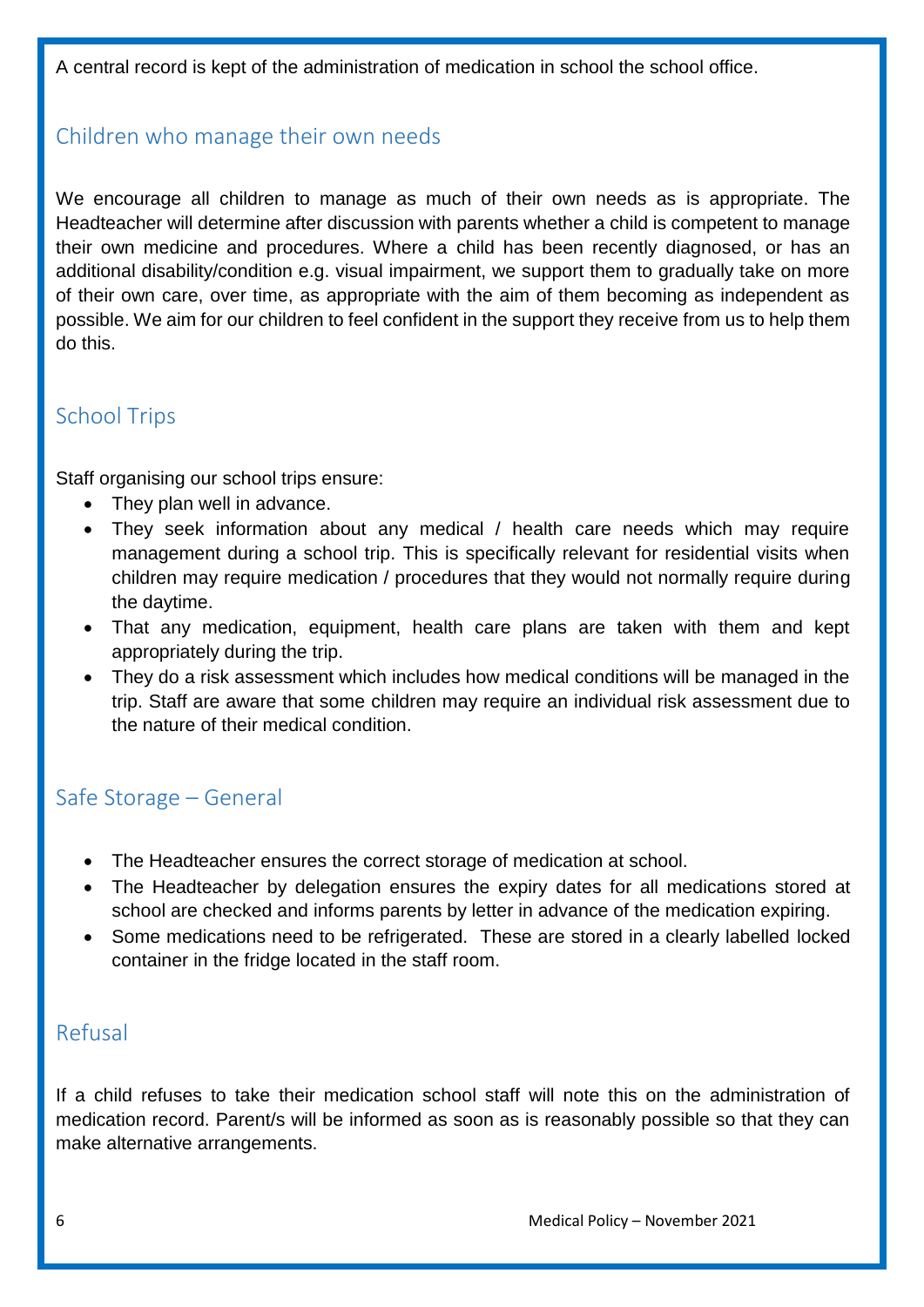A central record is kept of the administration of medication in school the school office.

## Children who manage their own needs

We encourage all children to manage as much of their own needs as is appropriate. The Headteacher will determine after discussion with parents whether a child is competent to manage their own medicine and procedures. Where a child has been recently diagnosed, or has an additional disability/condition e.g. visual impairment, we support them to gradually take on more of their own care, over time, as appropriate with the aim of them becoming as independent as possible. We aim for our children to feel confident in the support they receive from us to help them do this.

## School Trips

Staff organising our school trips ensure:

- They plan well in advance.
- They seek information about any medical / health care needs which may require management during a school trip. This is specifically relevant for residential visits when children may require medication / procedures that they would not normally require during the daytime.
- That any medication, equipment, health care plans are taken with them and kept appropriately during the trip.
- They do a risk assessment which includes how medical conditions will be managed in the trip. Staff are aware that some children may require an individual risk assessment due to the nature of their medical condition.

## Safe Storage – General

- The Headteacher ensures the correct storage of medication at school.
- The Headteacher by delegation ensures the expiry dates for all medications stored at school are checked and informs parents by letter in advance of the medication expiring.
- Some medications need to be refrigerated. These are stored in a clearly labelled locked container in the fridge located in the staff room.

## Refusal

If a child refuses to take their medication school staff will note this on the administration of medication record. Parent/s will be informed as soon as is reasonably possible so that they can make alternative arrangements.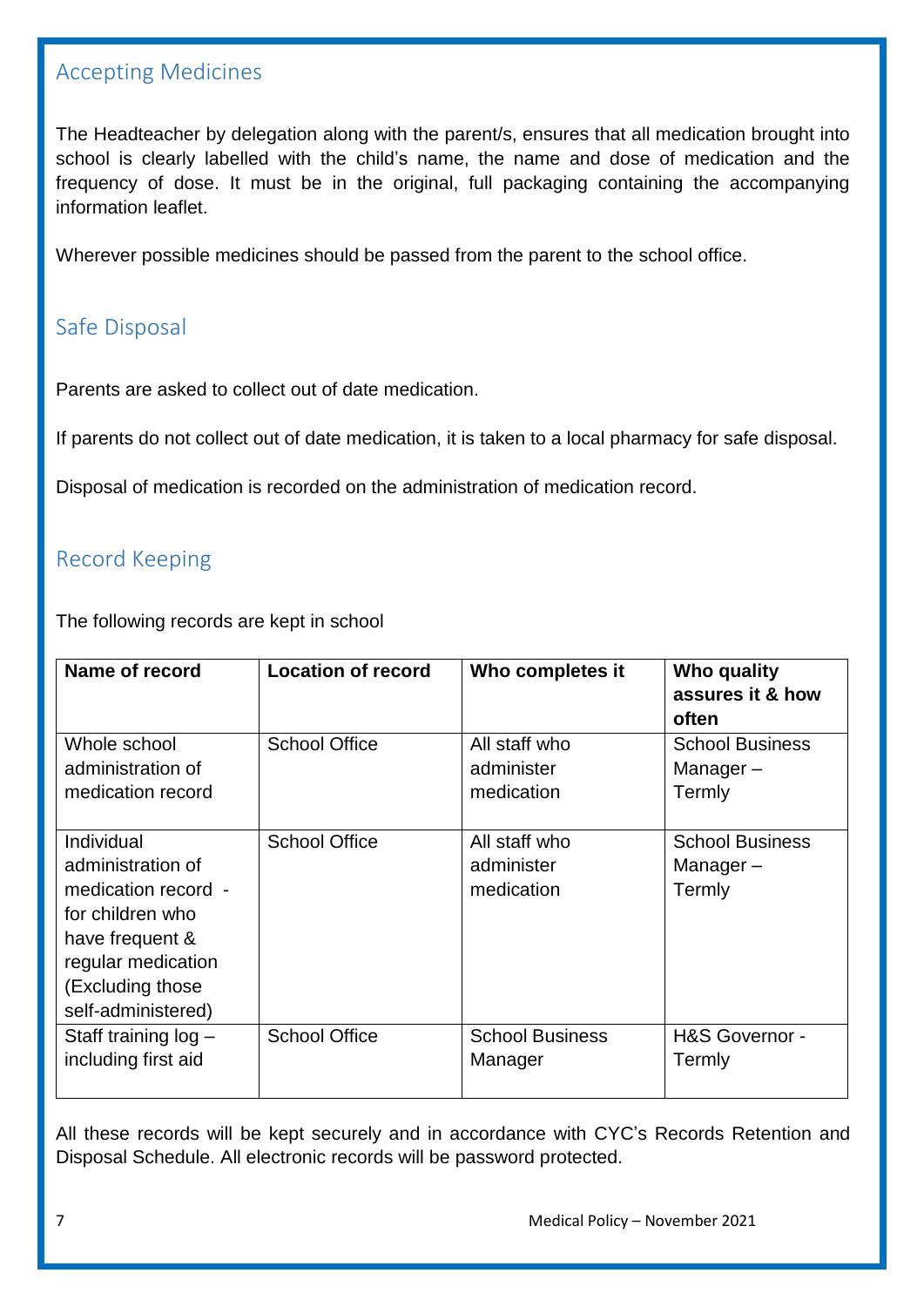## Accepting Medicines

The Headteacher by delegation along with the parent/s, ensures that all medication brought into school is clearly labelled with the child's name, the name and dose of medication and the frequency of dose. It must be in the original, full packaging containing the accompanying information leaflet.

Wherever possible medicines should be passed from the parent to the school office.

## Safe Disposal

Parents are asked to collect out of date medication.

If parents do not collect out of date medication, it is taken to a local pharmacy for safe disposal.

Disposal of medication is recorded on the administration of medication record.

## Record Keeping

The following records are kept in school

| Name of record | Location of record | Who completes it | Who quality assures it & how often |
|---|---|---|---|
| Whole school administration of medication record | School Office | All staff who administer medication | School Business Manager – Termly |
| Individual administration of medication record - for children who have frequent & regular medication (Excluding those self-administered) | School Office | All staff who administer medication | School Business Manager – Termly |
| Staff training log – including first aid | School Office | School Business Manager | H&S Governor - Termly |

All these records will be kept securely and in accordance with CYC's Records Retention and Disposal Schedule. All electronic records will be password protected.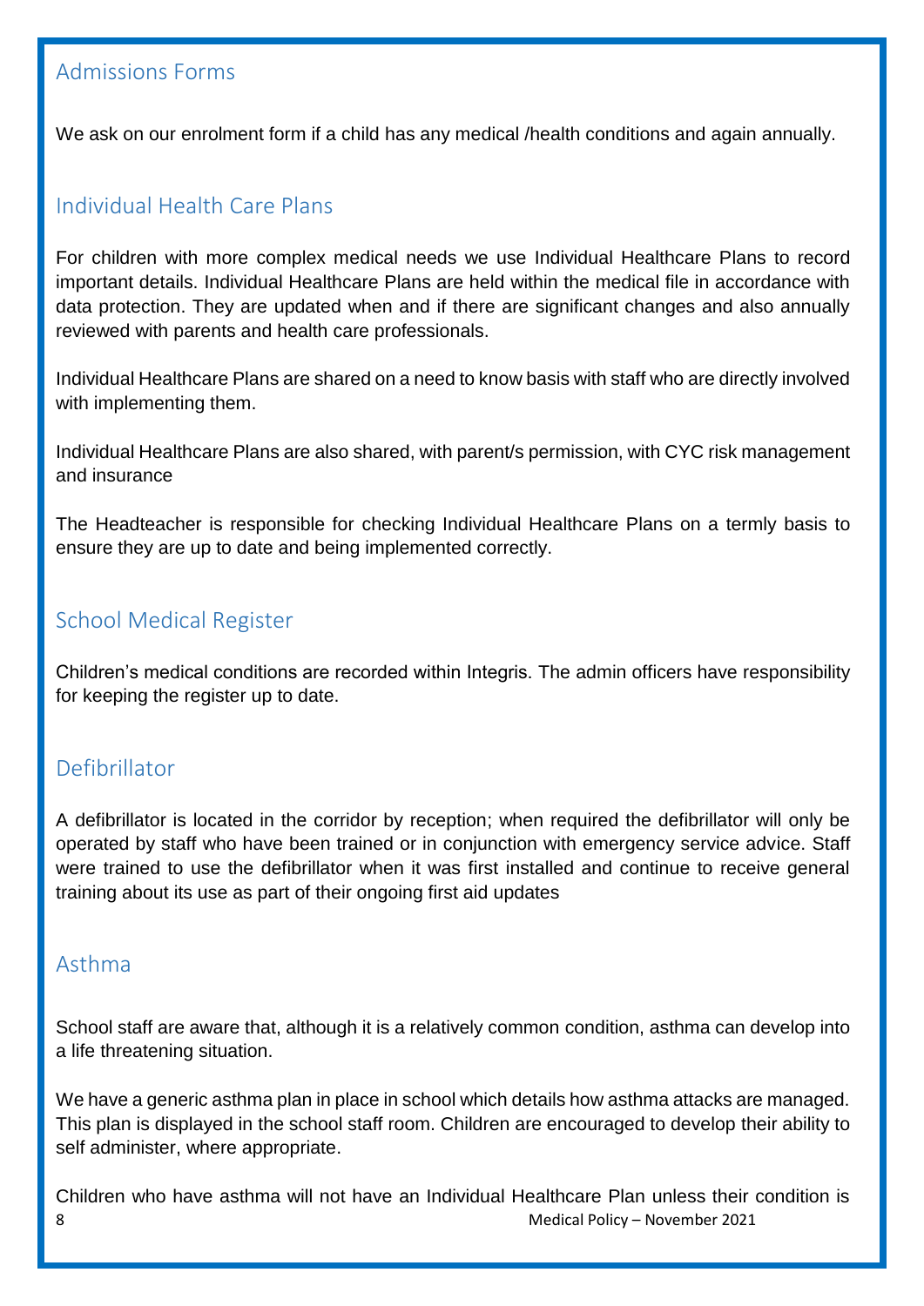## Admissions Forms

We ask on our enrolment form if a child has any medical /health conditions and again annually.

## Individual Health Care Plans

For children with more complex medical needs we use Individual Healthcare Plans to record important details. Individual Healthcare Plans are held within the medical file in accordance with data protection. They are updated when and if there are significant changes and also annually reviewed with parents and health care professionals.

Individual Healthcare Plans are shared on a need to know basis with staff who are directly involved with implementing them.

Individual Healthcare Plans are also shared, with parent/s permission, with CYC risk management and insurance

The Headteacher is responsible for checking Individual Healthcare Plans on a termly basis to ensure they are up to date and being implemented correctly.

## School Medical Register

Children's medical conditions are recorded within Integris. The admin officers have responsibility for keeping the register up to date.

## Defibrillator

A defibrillator is located in the corridor by reception; when required the defibrillator will only be operated by staff who have been trained or in conjunction with emergency service advice. Staff were trained to use the defibrillator when it was first installed and continue to receive general training about its use as part of their ongoing first aid updates

## Asthma

School staff are aware that, although it is a relatively common condition, asthma can develop into a life threatening situation.

We have a generic asthma plan in place in school which details how asthma attacks are managed. This plan is displayed in the school staff room. Children are encouraged to develop their ability to self administer, where appropriate.

Children who have asthma will not have an Individual Healthcare Plan unless their condition is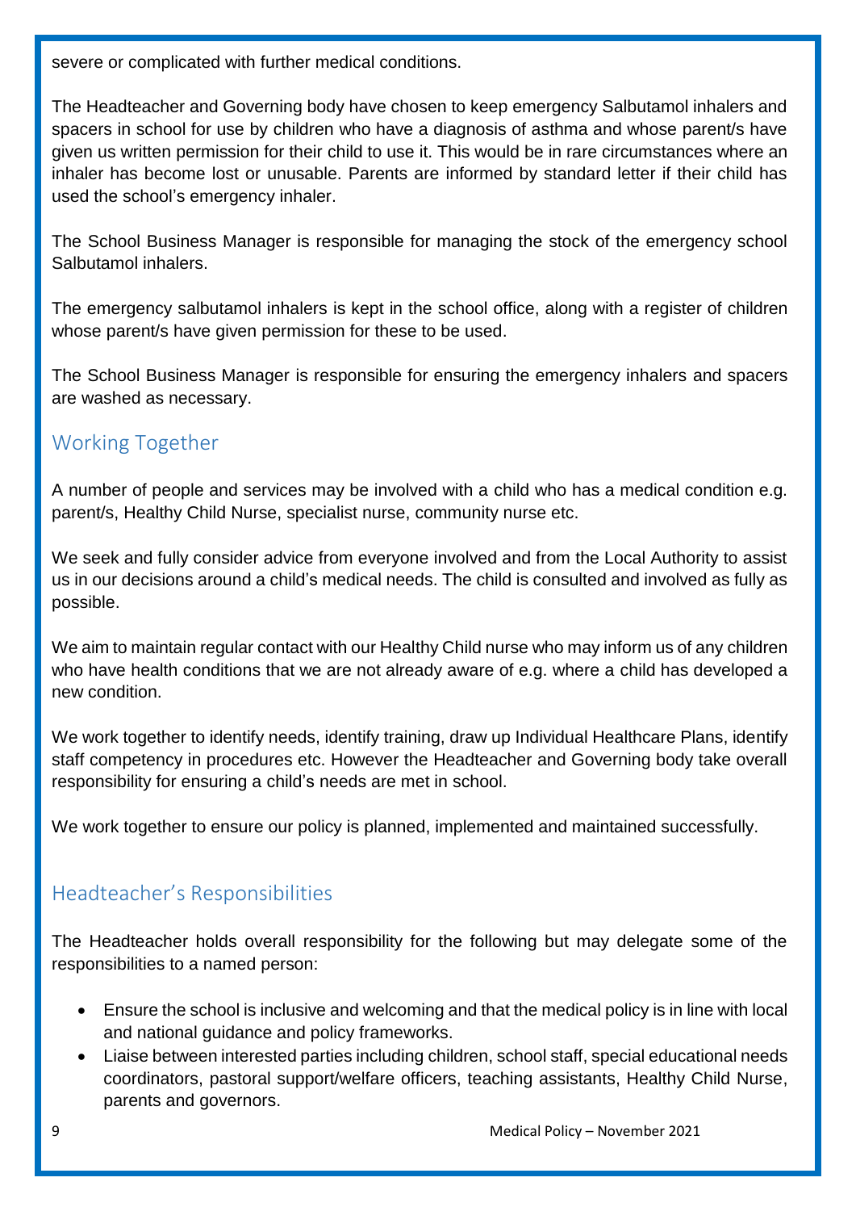severe or complicated with further medical conditions.

The Headteacher and Governing body have chosen to keep emergency Salbutamol inhalers and spacers in school for use by children who have a diagnosis of asthma and whose parent/s have given us written permission for their child to use it. This would be in rare circumstances where an inhaler has become lost or unusable. Parents are informed by standard letter if their child has used the school's emergency inhaler.

The School Business Manager is responsible for managing the stock of the emergency school Salbutamol inhalers.

The emergency salbutamol inhalers is kept in the school office, along with a register of children whose parent/s have given permission for these to be used.

The School Business Manager is responsible for ensuring the emergency inhalers and spacers are washed as necessary.

## Working Together

A number of people and services may be involved with a child who has a medical condition e.g. parent/s, Healthy Child Nurse, specialist nurse, community nurse etc.

We seek and fully consider advice from everyone involved and from the Local Authority to assist us in our decisions around a child's medical needs. The child is consulted and involved as fully as possible.

We aim to maintain regular contact with our Healthy Child nurse who may inform us of any children who have health conditions that we are not already aware of e.g. where a child has developed a new condition.

We work together to identify needs, identify training, draw up Individual Healthcare Plans, identify staff competency in procedures etc. However the Headteacher and Governing body take overall responsibility for ensuring a child's needs are met in school.

We work together to ensure our policy is planned, implemented and maintained successfully.

## Headteacher's Responsibilities

The Headteacher holds overall responsibility for the following but may delegate some of the responsibilities to a named person:

- Ensure the school is inclusive and welcoming and that the medical policy is in line with local and national guidance and policy frameworks.
- Liaise between interested parties including children, school staff, special educational needs coordinators, pastoral support/welfare officers, teaching assistants, Healthy Child Nurse, parents and governors.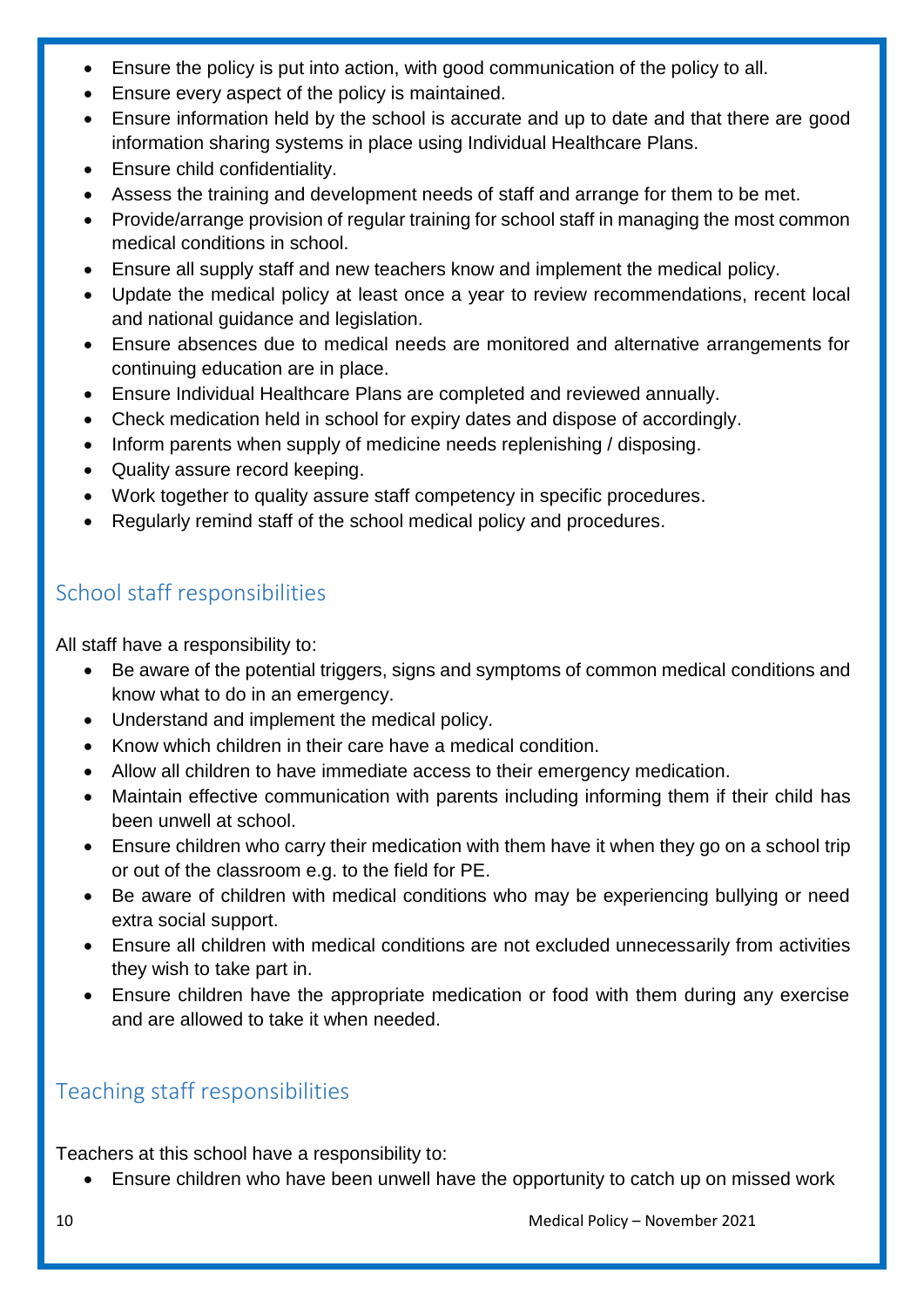- Ensure the policy is put into action, with good communication of the policy to all.
- Ensure every aspect of the policy is maintained.
- Ensure information held by the school is accurate and up to date and that there are good information sharing systems in place using Individual Healthcare Plans.
- Ensure child confidentiality.
- Assess the training and development needs of staff and arrange for them to be met.
- Provide/arrange provision of regular training for school staff in managing the most common medical conditions in school.
- Ensure all supply staff and new teachers know and implement the medical policy.
- Update the medical policy at least once a year to review recommendations, recent local and national guidance and legislation.
- Ensure absences due to medical needs are monitored and alternative arrangements for continuing education are in place.
- Ensure Individual Healthcare Plans are completed and reviewed annually.
- Check medication held in school for expiry dates and dispose of accordingly.
- Inform parents when supply of medicine needs replenishing / disposing.
- Quality assure record keeping.
- Work together to quality assure staff competency in specific procedures.
- Regularly remind staff of the school medical policy and procedures.

## School staff responsibilities

All staff have a responsibility to:

- Be aware of the potential triggers, signs and symptoms of common medical conditions and know what to do in an emergency.
- Understand and implement the medical policy.
- Know which children in their care have a medical condition.
- Allow all children to have immediate access to their emergency medication.
- Maintain effective communication with parents including informing them if their child has been unwell at school.
- Ensure children who carry their medication with them have it when they go on a school trip or out of the classroom e.g. to the field for PE.
- Be aware of children with medical conditions who may be experiencing bullying or need extra social support.
- Ensure all children with medical conditions are not excluded unnecessarily from activities they wish to take part in.
- Ensure children have the appropriate medication or food with them during any exercise and are allowed to take it when needed.

## Teaching staff responsibilities

Teachers at this school have a responsibility to:

- Ensure children who have been unwell have the opportunity to catch up on missed work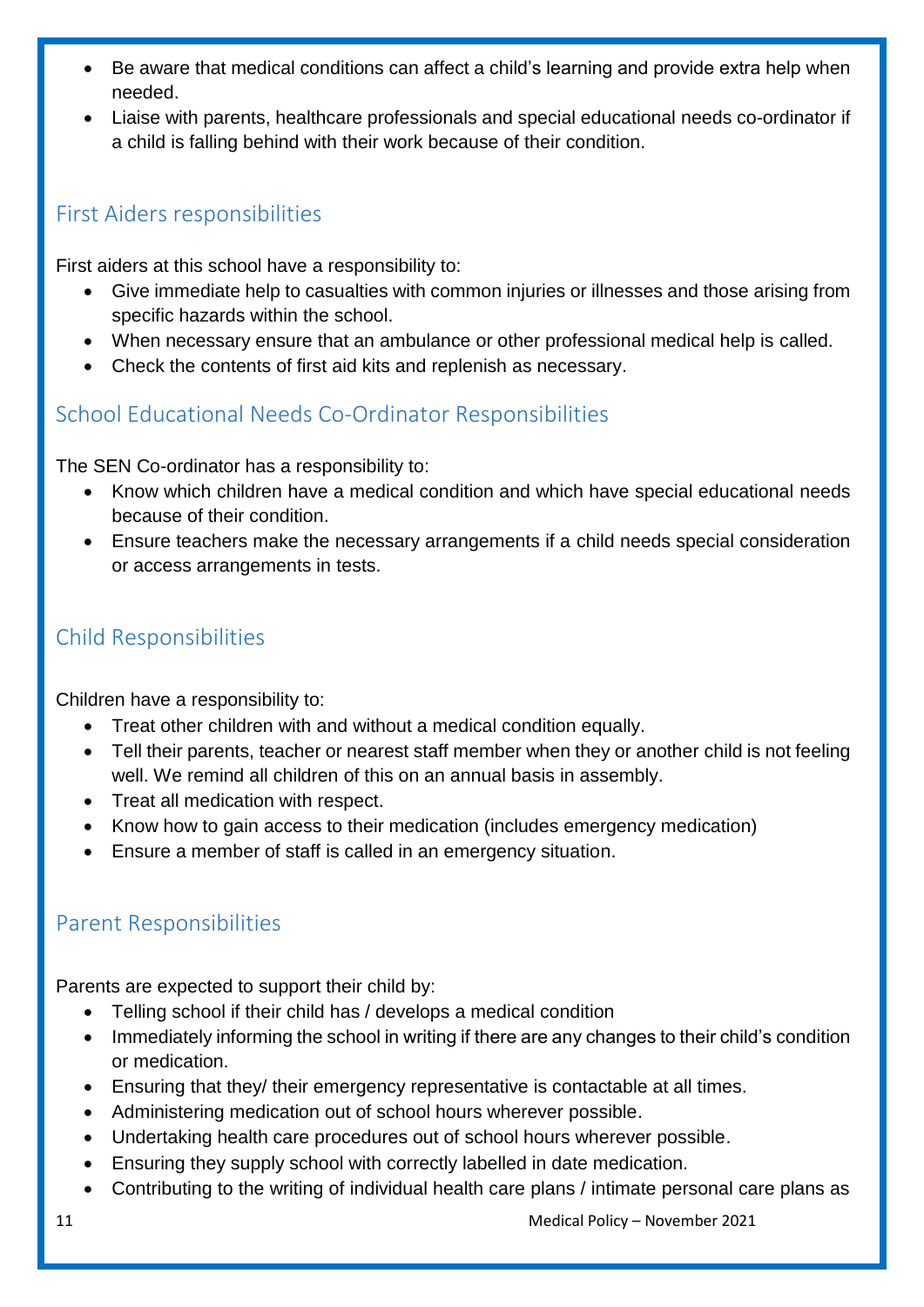- Be aware that medical conditions can affect a child's learning and provide extra help when needed.
- Liaise with parents, healthcare professionals and special educational needs co-ordinator if a child is falling behind with their work because of their condition.

## First Aiders responsibilities

First aiders at this school have a responsibility to:

- Give immediate help to casualties with common injuries or illnesses and those arising from specific hazards within the school.
- When necessary ensure that an ambulance or other professional medical help is called.
- Check the contents of first aid kits and replenish as necessary.

## School Educational Needs Co-Ordinator Responsibilities

The SEN Co-ordinator has a responsibility to:

- Know which children have a medical condition and which have special educational needs because of their condition.
- Ensure teachers make the necessary arrangements if a child needs special consideration or access arrangements in tests.

## Child Responsibilities

Children have a responsibility to:

- Treat other children with and without a medical condition equally.
- Tell their parents, teacher or nearest staff member when they or another child is not feeling well. We remind all children of this on an annual basis in assembly.
- Treat all medication with respect.
- Know how to gain access to their medication (includes emergency medication)
- Ensure a member of staff is called in an emergency situation.

## Parent Responsibilities

Parents are expected to support their child by:

- Telling school if their child has / develops a medical condition
- Immediately informing the school in writing if there are any changes to their child's condition or medication.
- Ensuring that they/ their emergency representative is contactable at all times.
- Administering medication out of school hours wherever possible.
- Undertaking health care procedures out of school hours wherever possible.
- Ensuring they supply school with correctly labelled in date medication.
- Contributing to the writing of individual health care plans / intimate personal care plans as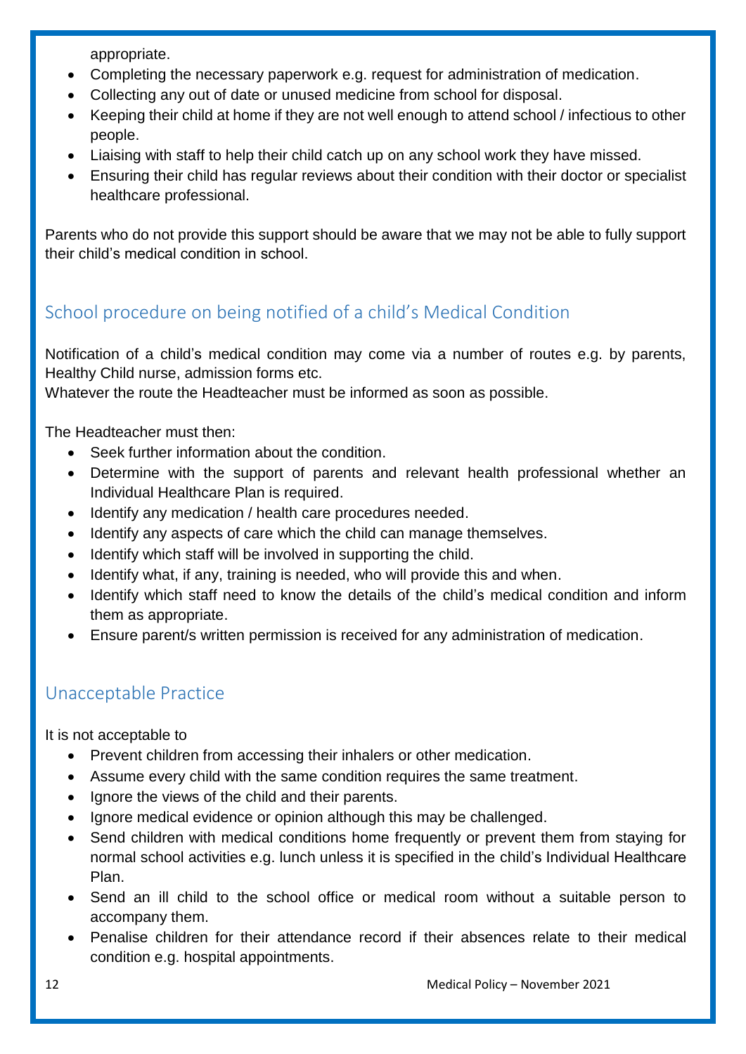appropriate.

- Completing the necessary paperwork e.g. request for administration of medication.
- Collecting any out of date or unused medicine from school for disposal.
- Keeping their child at home if they are not well enough to attend school / infectious to other people.
- Liaising with staff to help their child catch up on any school work they have missed.
- Ensuring their child has regular reviews about their condition with their doctor or specialist healthcare professional.

Parents who do not provide this support should be aware that we may not be able to fully support their child's medical condition in school.

## School procedure on being notified of a child's Medical Condition

Notification of a child's medical condition may come via a number of routes e.g. by parents, Healthy Child nurse, admission forms etc.
Whatever the route the Headteacher must be informed as soon as possible.

The Headteacher must then:

- Seek further information about the condition.
- Determine with the support of parents and relevant health professional whether an Individual Healthcare Plan is required.
- Identify any medication / health care procedures needed.
- Identify any aspects of care which the child can manage themselves.
- Identify which staff will be involved in supporting the child.
- Identify what, if any, training is needed, who will provide this and when.
- Identify which staff need to know the details of the child's medical condition and inform them as appropriate.
- Ensure parent/s written permission is received for any administration of medication.

## Unacceptable Practice

It is not acceptable to

- Prevent children from accessing their inhalers or other medication.
- Assume every child with the same condition requires the same treatment.
- Ignore the views of the child and their parents.
- Ignore medical evidence or opinion although this may be challenged.
- Send children with medical conditions home frequently or prevent them from staying for normal school activities e.g. lunch unless it is specified in the child's Individual Healthcare Plan.
- Send an ill child to the school office or medical room without a suitable person to accompany them.
- Penalise children for their attendance record if their absences relate to their medical condition e.g. hospital appointments.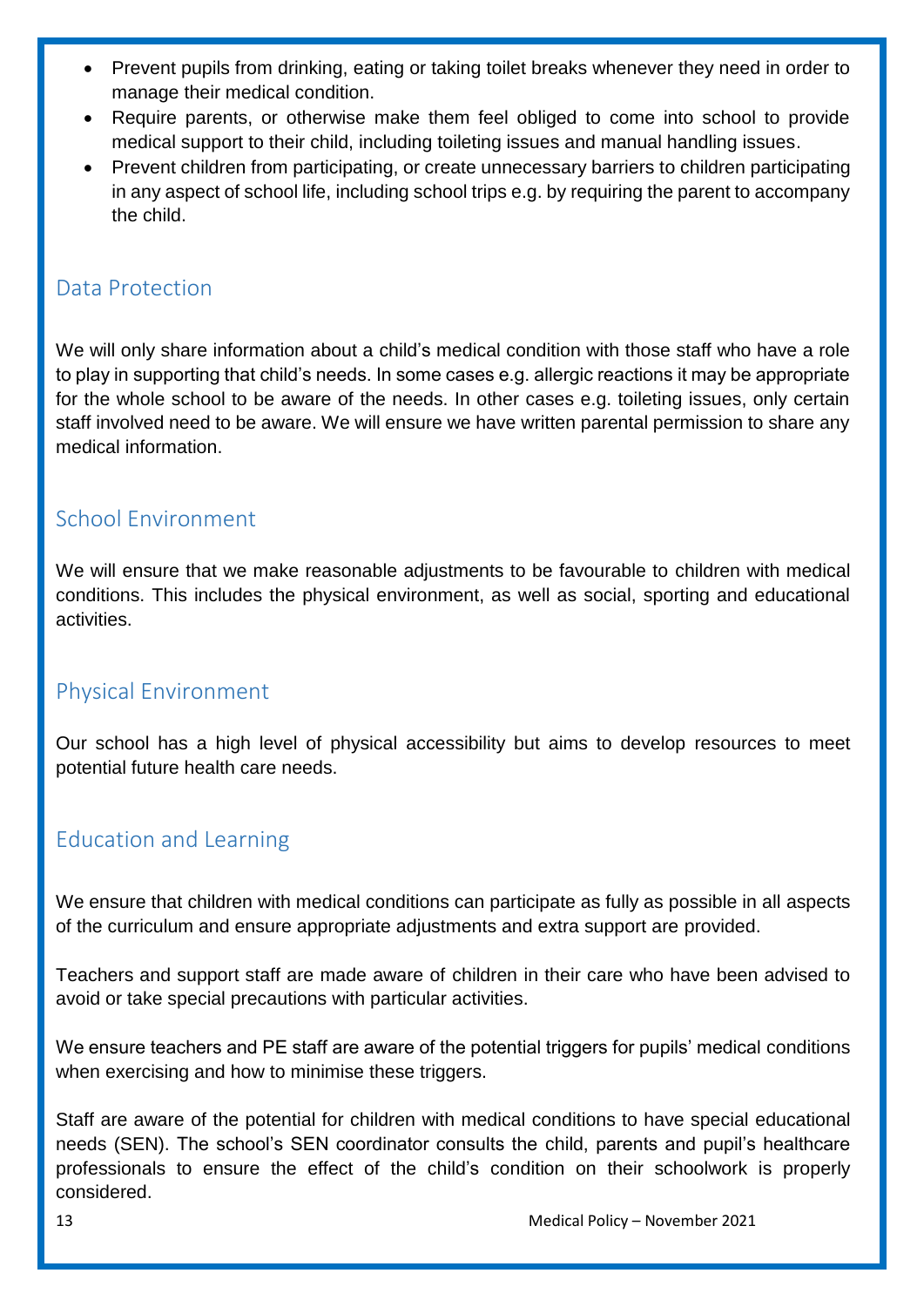- Prevent pupils from drinking, eating or taking toilet breaks whenever they need in order to manage their medical condition.
- Require parents, or otherwise make them feel obliged to come into school to provide medical support to their child, including toileting issues and manual handling issues.
- Prevent children from participating, or create unnecessary barriers to children participating in any aspect of school life, including school trips e.g. by requiring the parent to accompany the child.

## Data Protection

We will only share information about a child's medical condition with those staff who have a role to play in supporting that child's needs. In some cases e.g. allergic reactions it may be appropriate for the whole school to be aware of the needs. In other cases e.g. toileting issues, only certain staff involved need to be aware. We will ensure we have written parental permission to share any medical information.

## School Environment

We will ensure that we make reasonable adjustments to be favourable to children with medical conditions. This includes the physical environment, as well as social, sporting and educational activities.

## Physical Environment

Our school has a high level of physical accessibility but aims to develop resources to meet potential future health care needs.

## Education and Learning

We ensure that children with medical conditions can participate as fully as possible in all aspects of the curriculum and ensure appropriate adjustments and extra support are provided.

Teachers and support staff are made aware of children in their care who have been advised to avoid or take special precautions with particular activities.

We ensure teachers and PE staff are aware of the potential triggers for pupils' medical conditions when exercising and how to minimise these triggers.

Staff are aware of the potential for children with medical conditions to have special educational needs (SEN). The school's SEN coordinator consults the child, parents and pupil's healthcare professionals to ensure the effect of the child's condition on their schoolwork is properly considered.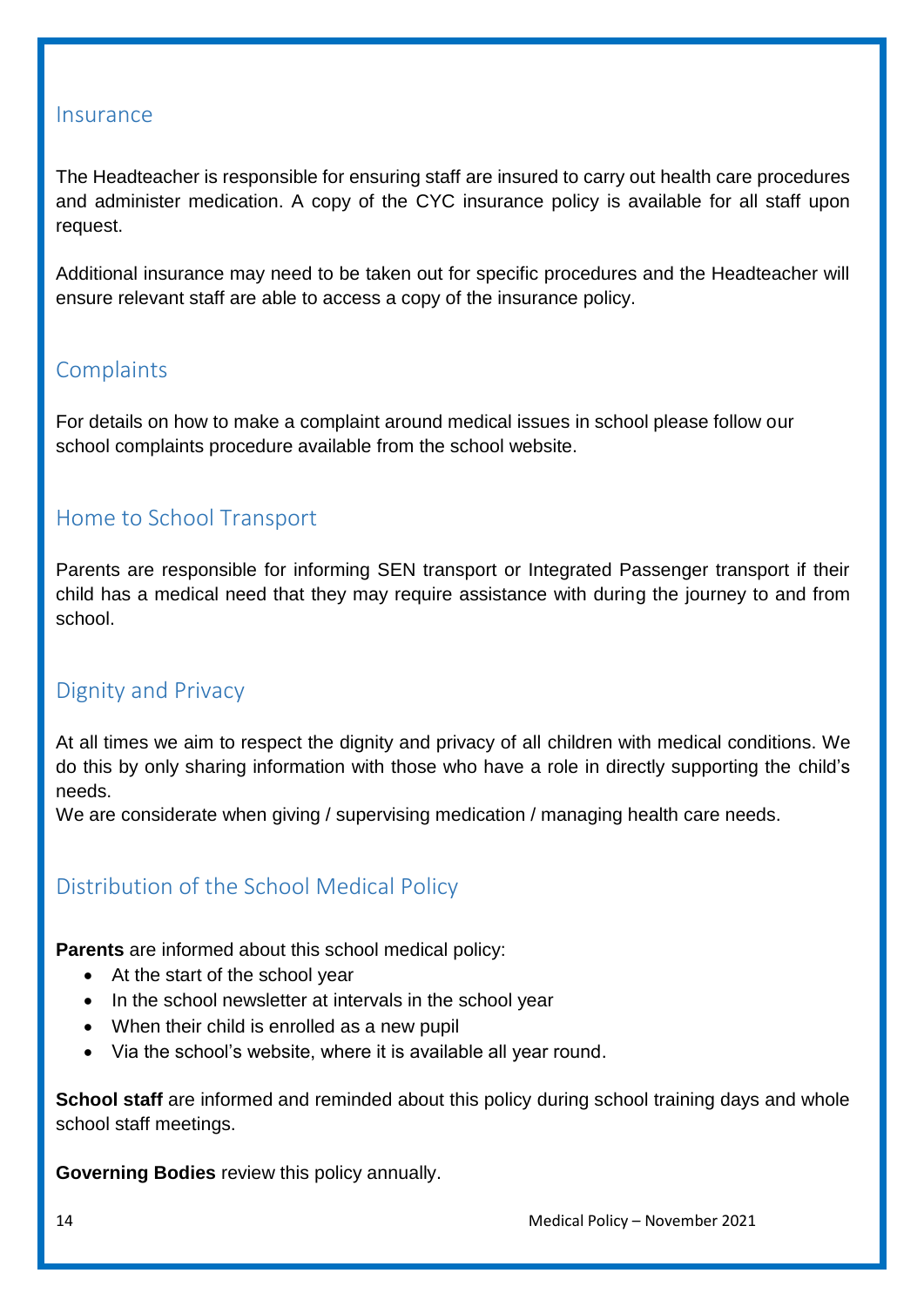## Insurance

The Headteacher is responsible for ensuring staff are insured to carry out health care procedures and administer medication. A copy of the CYC insurance policy is available for all staff upon request.

Additional insurance may need to be taken out for specific procedures and the Headteacher will ensure relevant staff are able to access a copy of the insurance policy.

## Complaints

For details on how to make a complaint around medical issues in school please follow our school complaints procedure available from the school website.

## Home to School Transport

Parents are responsible for informing SEN transport or Integrated Passenger transport if their child has a medical need that they may require assistance with during the journey to and from school.

## Dignity and Privacy

At all times we aim to respect the dignity and privacy of all children with medical conditions. We do this by only sharing information with those who have a role in directly supporting the child's needs.
We are considerate when giving / supervising medication / managing health care needs.

## Distribution of the School Medical Policy

**Parents** are informed about this school medical policy:

- At the start of the school year
- In the school newsletter at intervals in the school year
- When their child is enrolled as a new pupil
- Via the school's website, where it is available all year round.

**School staff** are informed and reminded about this policy during school training days and whole school staff meetings.

**Governing Bodies** review this policy annually.